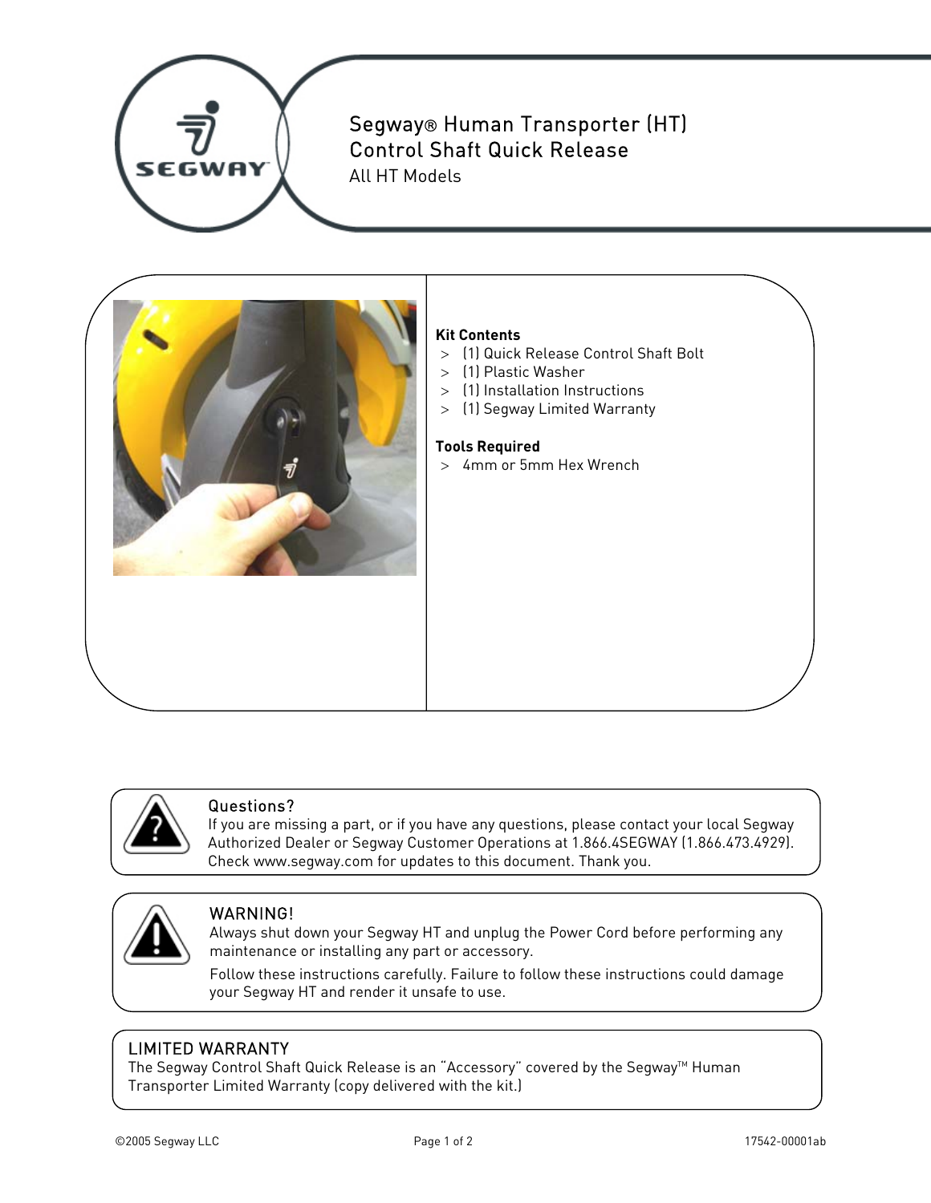# Segway® Human Transporter (HT) Control Shaft Quick Release

All HT Models

**Kit Contents**

- (1) Quick Release Control Shaft Bolt
- (1) Plastic Washer
- (1) Installation Instructions
- (1) Segway Limited Warranty

**Tools Required**

- 4mm or 5mm Hex Wrench

## Questions?

If you are missing a part, or if you have any questions, please contact your local Segway Authorized Dealer or Segway Customer Operations at 1.866.4SEGWAY (1.866.473.4929). Check www.segway.com for updates to this document. Thank you.

## WARNING!

Always shut down your Segway HT and unplug the Power Cord before performing any maintenance or installing any part or accessory.

Follow these instructions carefully. Failure to follow these instructions could damage your Segway HT and render it unsafe to use.

## LIMITED WARRANTY

The Segway Control Shaft Quick Release is an "Accessory" covered by the Segway™ Human Transporter Limited Warranty (copy delivered with the kit.)

©2005 Segway LLC

17542-00001ab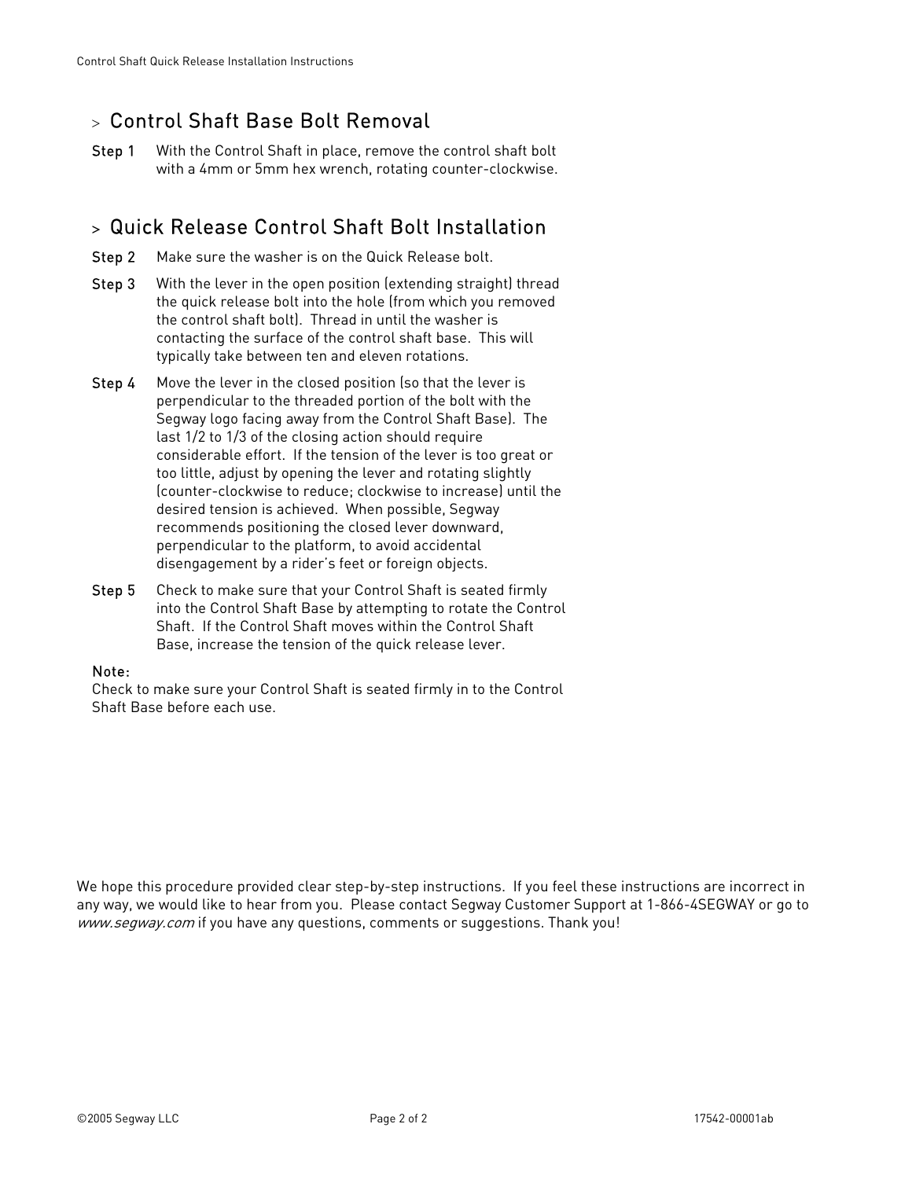## > Control Shaft Base Bolt Removal

**Step 1** With the Control Shaft in place, remove the control shaft bolt with a 4mm or 5mm hex wrench, rotating counter-clockwise.

## > Quick Release Control Shaft Bolt Installation

**Step 2** Make sure the washer is on the Quick Release bolt.

**Step 3** With the lever in the open position (extending straight) thread the quick release bolt into the hole (from which you removed the control shaft bolt). Thread in until the washer is contacting the surface of the control shaft base. This will typically take between ten and eleven rotations.

**Step 4** Move the lever in the closed position (so that the lever is perpendicular to the threaded portion of the bolt with the Segway logo facing away from the Control Shaft Base). The last 1/2 to 1/3 of the closing action should require considerable effort. If the tension of the lever is too great or too little, adjust by opening the lever and rotating slightly (counter-clockwise to reduce; clockwise to increase) until the desired tension is achieved. When possible, Segway recommends positioning the closed lever downward, perpendicular to the platform, to avoid accidental disengagement by a rider's feet or foreign objects.

**Step 5** Check to make sure that your Control Shaft is seated firmly into the Control Shaft Base by attempting to rotate the Control Shaft. If the Control Shaft moves within the Control Shaft Base, increase the tension of the quick release lever.

**Note:**
Check to make sure your Control Shaft is seated firmly in to the Control Shaft Base before each use.

We hope this procedure provided clear step-by-step instructions. If you feel these instructions are incorrect in any way, we would like to hear from you. Please contact Segway Customer Support at 1-866-4SEGWAY or go to *www.segway.com* if you have any questions, comments or suggestions. Thank you!

©2005 Segway LLC

17542-00001ab